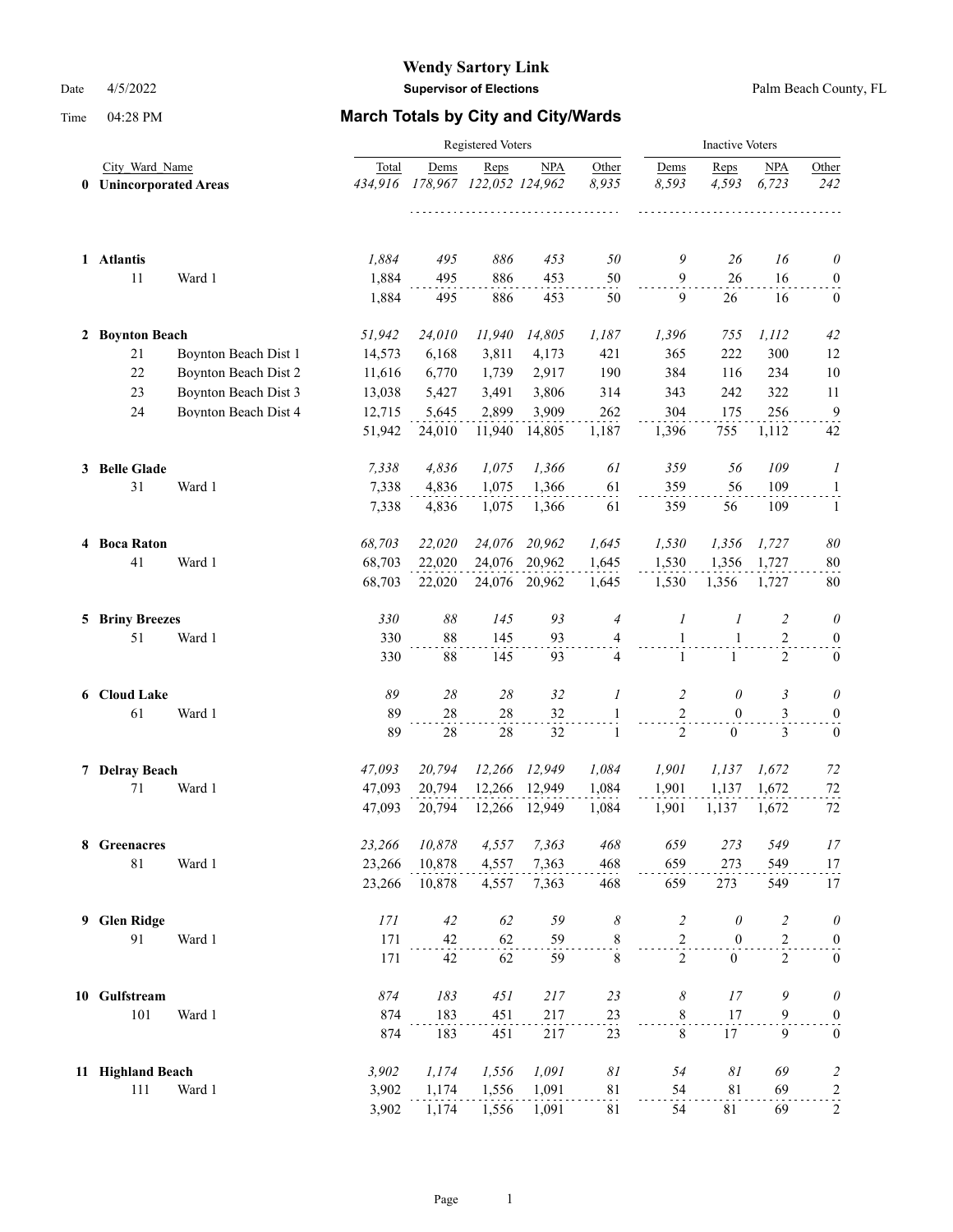# Wendy Sartory Link

**Supervisor of Elections**

Palm Beach County, FL

Date 4/5/2022

Time 04:28 PM

## March Totals by City and City/Wards

| | City_Ward_Name | | Registered Voters Total | Dems | Reps | NPA | Other | Inactive Voters Dems | Reps | NPA | Other |
|---|---|---|---|---|---|---|---|---|---|---|---|
| 0 | **Unincorporated Areas** | | *434,916* | *178,967* | *122,052* | *124,962* | *8,935* | *8,593* | *4,593* | *6,723* | *242* |
| 1 | **Atlantis** | | *1,884* | *495* | *886* | *453* | *50* | *9* | *26* | *16* | *0* |
| | 11 | Ward 1 | 1,884 | 495 | 886 | 453 | 50 | 9 | 26 | 16 | 0 |
| | | | 1,884 | 495 | 886 | 453 | 50 | 9 | 26 | 16 | 0 |
| 2 | **Boynton Beach** | | *51,942* | *24,010* | *11,940* | *14,805* | *1,187* | *1,396* | *755* | *1,112* | *42* |
| | 21 | Boynton Beach Dist 1 | 14,573 | 6,168 | 3,811 | 4,173 | 421 | 365 | 222 | 300 | 12 |
| | 22 | Boynton Beach Dist 2 | 11,616 | 6,770 | 1,739 | 2,917 | 190 | 384 | 116 | 234 | 10 |
| | 23 | Boynton Beach Dist 3 | 13,038 | 5,427 | 3,491 | 3,806 | 314 | 343 | 242 | 322 | 11 |
| | 24 | Boynton Beach Dist 4 | 12,715 | 5,645 | 2,899 | 3,909 | 262 | 304 | 175 | 256 | 9 |
| | | | 51,942 | 24,010 | 11,940 | 14,805 | 1,187 | 1,396 | 755 | 1,112 | 42 |
| 3 | **Belle Glade** | | *7,338* | *4,836* | *1,075* | *1,366* | *61* | *359* | *56* | *109* | *1* |
| | 31 | Ward 1 | 7,338 | 4,836 | 1,075 | 1,366 | 61 | 359 | 56 | 109 | 1 |
| | | | 7,338 | 4,836 | 1,075 | 1,366 | 61 | 359 | 56 | 109 | 1 |
| 4 | **Boca Raton** | | *68,703* | *22,020* | *24,076* | *20,962* | *1,645* | *1,530* | *1,356* | *1,727* | *80* |
| | 41 | Ward 1 | 68,703 | 22,020 | 24,076 | 20,962 | 1,645 | 1,530 | 1,356 | 1,727 | 80 |
| | | | 68,703 | 22,020 | 24,076 | 20,962 | 1,645 | 1,530 | 1,356 | 1,727 | 80 |
| 5 | **Briny Breezes** | | *330* | *88* | *145* | *93* | *4* | *1* | *1* | *2* | *0* |
| | 51 | Ward 1 | 330 | 88 | 145 | 93 | 4 | 1 | 1 | 2 | 0 |
| | | | 330 | 88 | 145 | 93 | 4 | 1 | 1 | 2 | 0 |
| 6 | **Cloud Lake** | | *89* | *28* | *28* | *32* | *1* | *2* | *0* | *3* | *0* |
| | 61 | Ward 1 | 89 | 28 | 28 | 32 | 1 | 2 | 0 | 3 | 0 |
| | | | 89 | 28 | 28 | 32 | 1 | 2 | 0 | 3 | 0 |
| 7 | **Delray Beach** | | *47,093* | *20,794* | *12,266* | *12,949* | *1,084* | *1,901* | *1,137* | *1,672* | *72* |
| | 71 | Ward 1 | 47,093 | 20,794 | 12,266 | 12,949 | 1,084 | 1,901 | 1,137 | 1,672 | 72 |
| | | | 47,093 | 20,794 | 12,266 | 12,949 | 1,084 | 1,901 | 1,137 | 1,672 | 72 |
| 8 | **Greenacres** | | *23,266* | *10,878* | *4,557* | *7,363* | *468* | *659* | *273* | *549* | *17* |
| | 81 | Ward 1 | 23,266 | 10,878 | 4,557 | 7,363 | 468 | 659 | 273 | 549 | 17 |
| | | | 23,266 | 10,878 | 4,557 | 7,363 | 468 | 659 | 273 | 549 | 17 |
| 9 | **Glen Ridge** | | *171* | *42* | *62* | *59* | *8* | *2* | *0* | *2* | *0* |
| | 91 | Ward 1 | 171 | 42 | 62 | 59 | 8 | 2 | 0 | 2 | 0 |
| | | | 171 | 42 | 62 | 59 | 8 | 2 | 0 | 2 | 0 |
| 10 | **Gulfstream** | | *874* | *183* | *451* | *217* | *23* | *8* | *17* | *9* | *0* |
| | 101 | Ward 1 | 874 | 183 | 451 | 217 | 23 | 8 | 17 | 9 | 0 |
| | | | 874 | 183 | 451 | 217 | 23 | 8 | 17 | 9 | 0 |
| 11 | **Highland Beach** | | *3,902* | *1,174* | *1,556* | *1,091* | *81* | *54* | *81* | *69* | *2* |
| | 111 | Ward 1 | 3,902 | 1,174 | 1,556 | 1,091 | 81 | 54 | 81 | 69 | 2 |
| | | | 3,902 | 1,174 | 1,556 | 1,091 | 81 | 54 | 81 | 69 | 2 |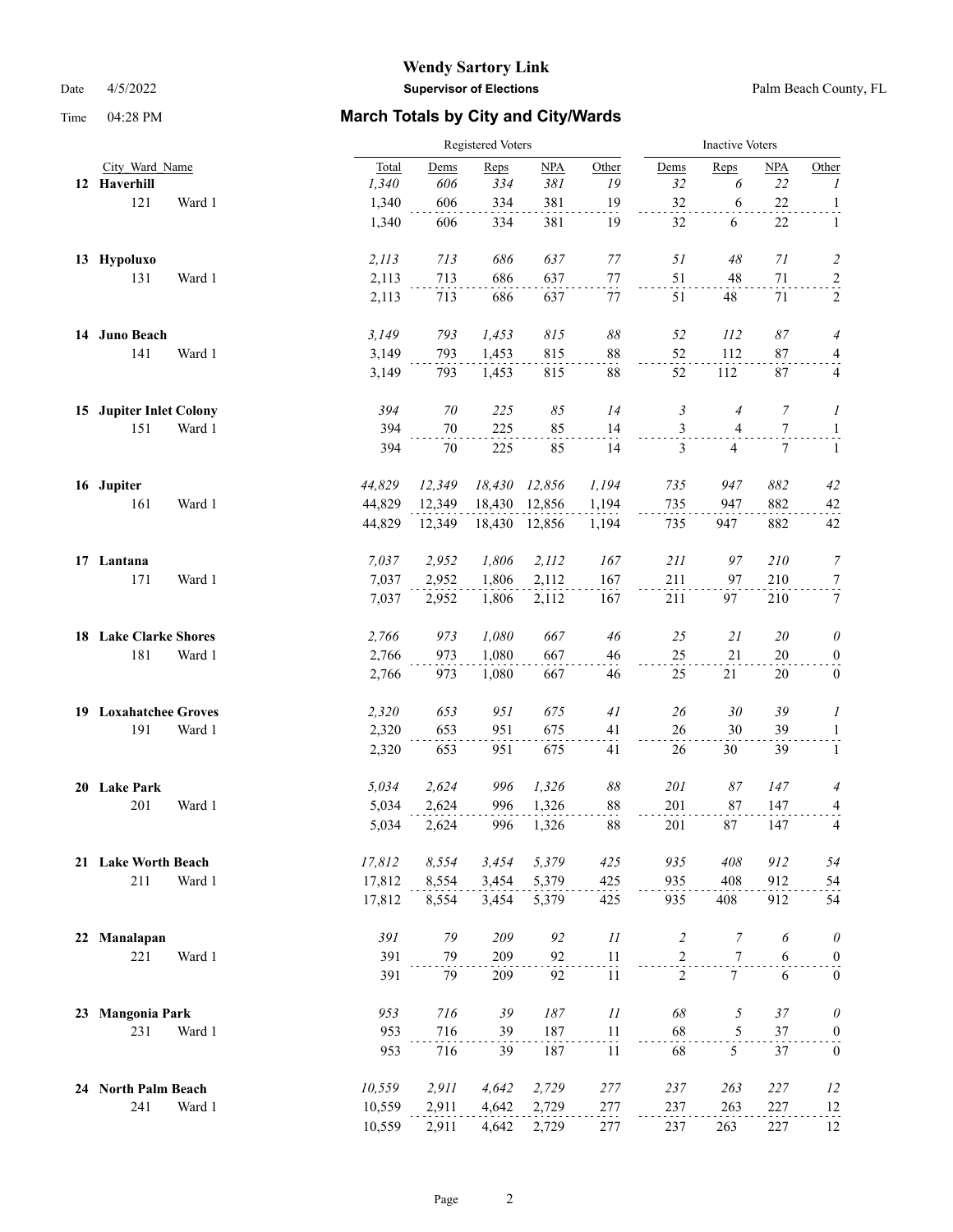# Wendy Sartory Link

**Supervisor of Elections**

Palm Beach County, FL

Date 4/5/2022

Time 04:28 PM

## March Totals by City and City/Wards

| City_Ward_Name | | Registered Voters Total | Dems | Reps | NPA | Other | Inactive Voters Dems | Reps | NPA | Other |
|---|---|---|---|---|---|---|---|---|---|---|
| **12 Haverhill** | | *1,340* | *606* | *334* | *381* | *19* | *32* | *6* | *22* | *1* |
| 121 | Ward 1 | 1,340 | 606 | 334 | 381 | 19 | 32 | 6 | 22 | 1 |
| | | 1,340 | 606 | 334 | 381 | 19 | 32 | 6 | 22 | 1 |
| **13 Hypoluxo** | | *2,113* | *713* | *686* | *637* | *77* | *51* | *48* | *71* | *2* |
| 131 | Ward 1 | 2,113 | 713 | 686 | 637 | 77 | 51 | 48 | 71 | 2 |
| | | 2,113 | 713 | 686 | 637 | 77 | 51 | 48 | 71 | 2 |
| **14 Juno Beach** | | *3,149* | *793* | *1,453* | *815* | *88* | *52* | *112* | *87* | *4* |
| 141 | Ward 1 | 3,149 | 793 | 1,453 | 815 | 88 | 52 | 112 | 87 | 4 |
| | | 3,149 | 793 | 1,453 | 815 | 88 | 52 | 112 | 87 | 4 |
| **15 Jupiter Inlet Colony** | | *394* | *70* | *225* | *85* | *14* | *3* | *4* | *7* | *1* |
| 151 | Ward 1 | 394 | 70 | 225 | 85 | 14 | 3 | 4 | 7 | 1 |
| | | 394 | 70 | 225 | 85 | 14 | 3 | 4 | 7 | 1 |
| **16 Jupiter** | | *44,829* | *12,349* | *18,430* | *12,856* | *1,194* | *735* | *947* | *882* | *42* |
| 161 | Ward 1 | 44,829 | 12,349 | 18,430 | 12,856 | 1,194 | 735 | 947 | 882 | 42 |
| | | 44,829 | 12,349 | 18,430 | 12,856 | 1,194 | 735 | 947 | 882 | 42 |
| **17 Lantana** | | *7,037* | *2,952* | *1,806* | *2,112* | *167* | *211* | *97* | *210* | *7* |
| 171 | Ward 1 | 7,037 | 2,952 | 1,806 | 2,112 | 167 | 211 | 97 | 210 | 7 |
| | | 7,037 | 2,952 | 1,806 | 2,112 | 167 | 211 | 97 | 210 | 7 |
| **18 Lake Clarke Shores** | | *2,766* | *973* | *1,080* | *667* | *46* | *25* | *21* | *20* | *0* |
| 181 | Ward 1 | 2,766 | 973 | 1,080 | 667 | 46 | 25 | 21 | 20 | 0 |
| | | 2,766 | 973 | 1,080 | 667 | 46 | 25 | 21 | 20 | 0 |
| **19 Loxahatchee Groves** | | *2,320* | *653* | *951* | *675* | *41* | *26* | *30* | *39* | *1* |
| 191 | Ward 1 | 2,320 | 653 | 951 | 675 | 41 | 26 | 30 | 39 | 1 |
| | | 2,320 | 653 | 951 | 675 | 41 | 26 | 30 | 39 | 1 |
| **20 Lake Park** | | *5,034* | *2,624* | *996* | *1,326* | *88* | *201* | *87* | *147* | *4* |
| 201 | Ward 1 | 5,034 | 2,624 | 996 | 1,326 | 88 | 201 | 87 | 147 | 4 |
| | | 5,034 | 2,624 | 996 | 1,326 | 88 | 201 | 87 | 147 | 4 |
| **21 Lake Worth Beach** | | *17,812* | *8,554* | *3,454* | *5,379* | *425* | *935* | *408* | *912* | *54* |
| 211 | Ward 1 | 17,812 | 8,554 | 3,454 | 5,379 | 425 | 935 | 408 | 912 | 54 |
| | | 17,812 | 8,554 | 3,454 | 5,379 | 425 | 935 | 408 | 912 | 54 |
| **22 Manalapan** | | *391* | *79* | *209* | *92* | *11* | *2* | *7* | *6* | *0* |
| 221 | Ward 1 | 391 | 79 | 209 | 92 | 11 | 2 | 7 | 6 | 0 |
| | | 391 | 79 | 209 | 92 | 11 | 2 | 7 | 6 | 0 |
| **23 Mangonia Park** | | *953* | *716* | *39* | *187* | *11* | *68* | *5* | *37* | *0* |
| 231 | Ward 1 | 953 | 716 | 39 | 187 | 11 | 68 | 5 | 37 | 0 |
| | | 953 | 716 | 39 | 187 | 11 | 68 | 5 | 37 | 0 |
| **24 North Palm Beach** | | *10,559* | *2,911* | *4,642* | *2,729* | *277* | *237* | *263* | *227* | *12* |
| 241 | Ward 1 | 10,559 | 2,911 | 4,642 | 2,729 | 277 | 237 | 263 | 227 | 12 |
| | | 10,559 | 2,911 | 4,642 | 2,729 | 277 | 237 | 263 | 227 | 12 |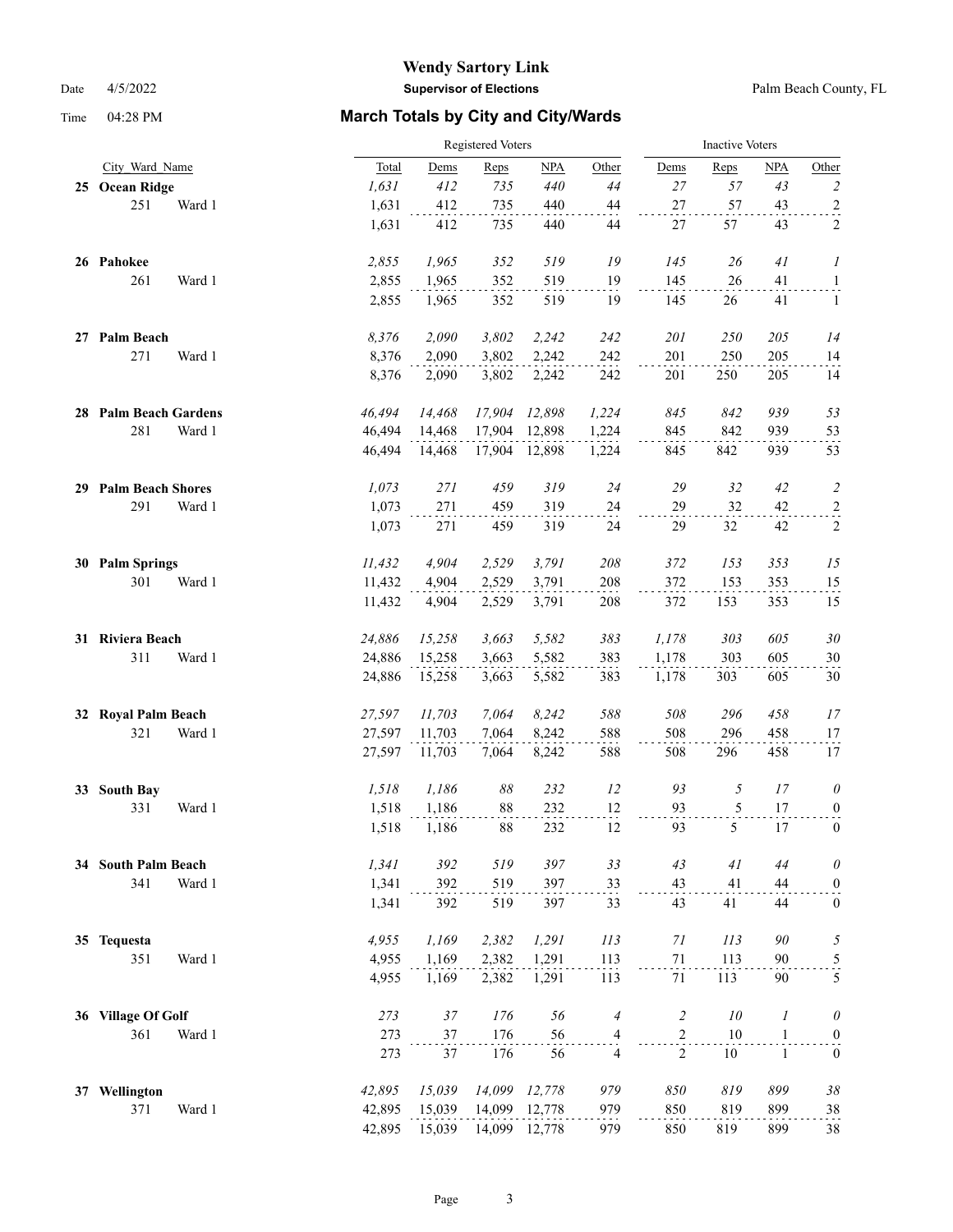# Wendy Sartory Link

**Supervisor of Elections**

Palm Beach County, FL

Date 4/5/2022

Time 04:28 PM

## March Totals by City and City/Wards

| City_Ward_Name | | Registered Voters | | | | | Inactive Voters | | | |
|---|---|---|---|---|---|---|---|---|---|---|
| | | Total | Dems | Reps | NPA | Other | Dems | Reps | NPA | Other |
| **25 Ocean Ridge** | | *1,631* | *412* | *735* | *440* | *44* | *27* | *57* | *43* | *2* |
| 251 | Ward 1 | 1,631 | 412 | 735 | 440 | 44 | 27 | 57 | 43 | 2 |
| | | 1,631 | 412 | 735 | 440 | 44 | 27 | 57 | 43 | 2 |
| **26 Pahokee** | | *2,855* | *1,965* | *352* | *519* | *19* | *145* | *26* | *41* | *1* |
| 261 | Ward 1 | 2,855 | 1,965 | 352 | 519 | 19 | 145 | 26 | 41 | 1 |
| | | 2,855 | 1,965 | 352 | 519 | 19 | 145 | 26 | 41 | 1 |
| **27 Palm Beach** | | *8,376* | *2,090* | *3,802* | *2,242* | *242* | *201* | *250* | *205* | *14* |
| 271 | Ward 1 | 8,376 | 2,090 | 3,802 | 2,242 | 242 | 201 | 250 | 205 | 14 |
| | | 8,376 | 2,090 | 3,802 | 2,242 | 242 | 201 | 250 | 205 | 14 |
| **28 Palm Beach Gardens** | | *46,494* | *14,468* | *17,904* | *12,898* | *1,224* | *845* | *842* | *939* | *53* |
| 281 | Ward 1 | 46,494 | 14,468 | 17,904 | 12,898 | 1,224 | 845 | 842 | 939 | 53 |
| | | 46,494 | 14,468 | 17,904 | 12,898 | 1,224 | 845 | 842 | 939 | 53 |
| **29 Palm Beach Shores** | | *1,073* | *271* | *459* | *319* | *24* | *29* | *32* | *42* | *2* |
| 291 | Ward 1 | 1,073 | 271 | 459 | 319 | 24 | 29 | 32 | 42 | 2 |
| | | 1,073 | 271 | 459 | 319 | 24 | 29 | 32 | 42 | 2 |
| **30 Palm Springs** | | *11,432* | *4,904* | *2,529* | *3,791* | *208* | *372* | *153* | *353* | *15* |
| 301 | Ward 1 | 11,432 | 4,904 | 2,529 | 3,791 | 208 | 372 | 153 | 353 | 15 |
| | | 11,432 | 4,904 | 2,529 | 3,791 | 208 | 372 | 153 | 353 | 15 |
| **31 Riviera Beach** | | *24,886* | *15,258* | *3,663* | *5,582* | *383* | *1,178* | *303* | *605* | *30* |
| 311 | Ward 1 | 24,886 | 15,258 | 3,663 | 5,582 | 383 | 1,178 | 303 | 605 | 30 |
| | | 24,886 | 15,258 | 3,663 | 5,582 | 383 | 1,178 | 303 | 605 | 30 |
| **32 Royal Palm Beach** | | *27,597* | *11,703* | *7,064* | *8,242* | *588* | *508* | *296* | *458* | *17* |
| 321 | Ward 1 | 27,597 | 11,703 | 7,064 | 8,242 | 588 | 508 | 296 | 458 | 17 |
| | | 27,597 | 11,703 | 7,064 | 8,242 | 588 | 508 | 296 | 458 | 17 |
| **33 South Bay** | | *1,518* | *1,186* | *88* | *232* | *12* | *93* | *5* | *17* | *0* |
| 331 | Ward 1 | 1,518 | 1,186 | 88 | 232 | 12 | 93 | 5 | 17 | 0 |
| | | 1,518 | 1,186 | 88 | 232 | 12 | 93 | 5 | 17 | 0 |
| **34 South Palm Beach** | | *1,341* | *392* | *519* | *397* | *33* | *43* | *41* | *44* | *0* |
| 341 | Ward 1 | 1,341 | 392 | 519 | 397 | 33 | 43 | 41 | 44 | 0 |
| | | 1,341 | 392 | 519 | 397 | 33 | 43 | 41 | 44 | 0 |
| **35 Tequesta** | | *4,955* | *1,169* | *2,382* | *1,291* | *113* | *71* | *113* | *90* | *5* |
| 351 | Ward 1 | 4,955 | 1,169 | 2,382 | 1,291 | 113 | 71 | 113 | 90 | 5 |
| | | 4,955 | 1,169 | 2,382 | 1,291 | 113 | 71 | 113 | 90 | 5 |
| **36 Village Of Golf** | | *273* | *37* | *176* | *56* | *4* | *2* | *10* | *1* | *0* |
| 361 | Ward 1 | 273 | 37 | 176 | 56 | 4 | 2 | 10 | 1 | 0 |
| | | 273 | 37 | 176 | 56 | 4 | 2 | 10 | 1 | 0 |
| **37 Wellington** | | *42,895* | *15,039* | *14,099* | *12,778* | *979* | *850* | *819* | *899* | *38* |
| 371 | Ward 1 | 42,895 | 15,039 | 14,099 | 12,778 | 979 | 850 | 819 | 899 | 38 |
| | | 42,895 | 15,039 | 14,099 | 12,778 | 979 | 850 | 819 | 899 | 38 |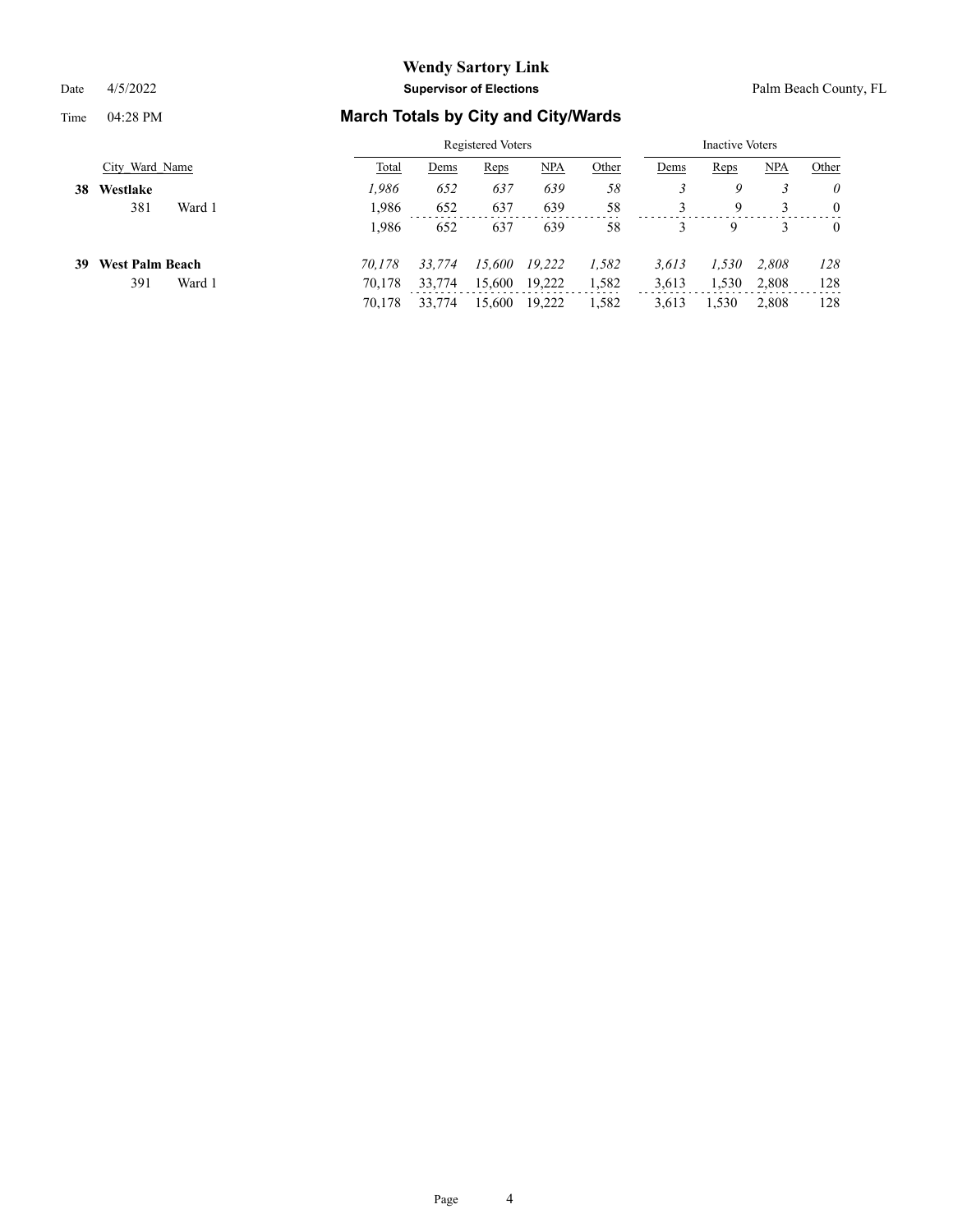**Wendy Sartory Link**

**Supervisor of Elections**

Palm Beach County, FL

Date 4/5/2022

Time 04:28 PM

## March Totals by City and City/Wards

| City_Ward_Name | | Registered Voters Total | Dems | Reps | NPA | Other | Inactive Voters Dems | Reps | NPA | Other |
|---|---|---|---|---|---|---|---|---|---|---|
| **38** | **Westlake** | *1,986* | *652* | *637* | *639* | *58* | *3* | *9* | *3* | *0* |
| 381 | Ward 1 | 1,986 | 652 | 637 | 639 | 58 | 3 | 9 | 3 | 0 |
| | | 1,986 | 652 | 637 | 639 | 58 | 3 | 9 | 3 | 0 |
| **39** | **West Palm Beach** | *70,178* | *33,774* | *15,600* | *19,222* | *1,582* | *3,613* | *1,530* | *2,808* | *128* |
| 391 | Ward 1 | 70,178 | 33,774 | 15,600 | 19,222 | 1,582 | 3,613 | 1,530 | 2,808 | 128 |
| | | 70,178 | 33,774 | 15,600 | 19,222 | 1,582 | 3,613 | 1,530 | 2,808 | 128 |